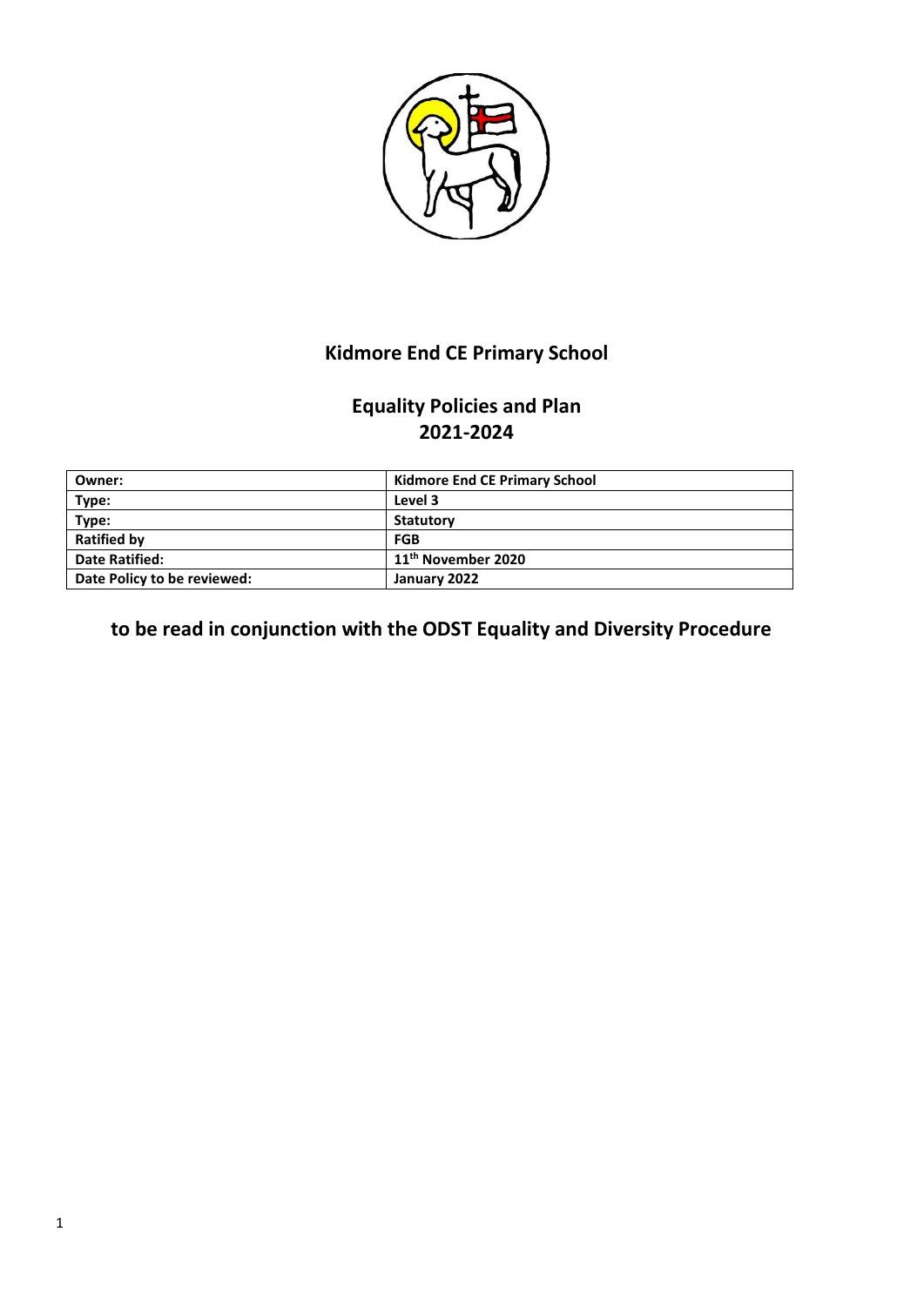# Kidmore End CE Primary School

## Equality Policies and Plan 2021-2024

| Owner: | Kidmore End CE Primary School |
|---|---|
| Type: | Level 3 |
| Type: | Statutory |
| Ratified by | FGB |
| Date Ratified: | 11th November 2020 |
| Date Policy to be reviewed: | January 2022 |

**to be read in conjunction with the ODST Equality and Diversity Procedure**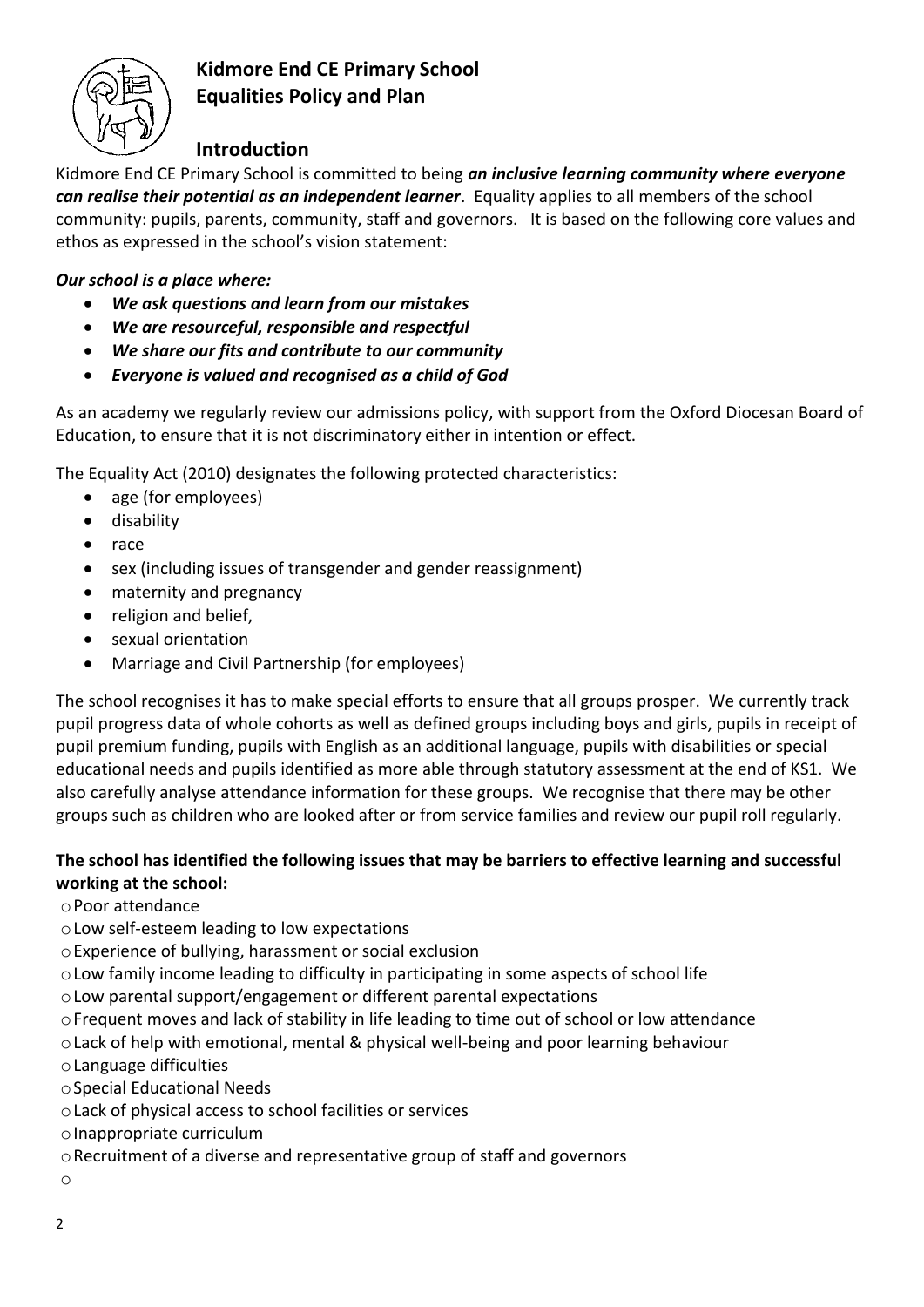# Kidmore End CE Primary School
# Equalities Policy and Plan

## Introduction

Kidmore End CE Primary School is committed to being ***an inclusive learning community where everyone can realise their potential as an independent learner***. Equality applies to all members of the school community: pupils, parents, community, staff and governors. It is based on the following core values and ethos as expressed in the school's vision statement:

***Our school is a place where:***

- ***We ask questions and learn from our mistakes***
- ***We are resourceful, responsible and respectful***
- ***We share our fits and contribute to our community***
- ***Everyone is valued and recognised as a child of God***

As an academy we regularly review our admissions policy, with support from the Oxford Diocesan Board of Education, to ensure that it is not discriminatory either in intention or effect.

The Equality Act (2010) designates the following protected characteristics:

- age (for employees)
- disability
- race
- sex (including issues of transgender and gender reassignment)
- maternity and pregnancy
- religion and belief,
- sexual orientation
- Marriage and Civil Partnership (for employees)

The school recognises it has to make special efforts to ensure that all groups prosper. We currently track pupil progress data of whole cohorts as well as defined groups including boys and girls, pupils in receipt of pupil premium funding, pupils with English as an additional language, pupils with disabilities or special educational needs and pupils identified as more able through statutory assessment at the end of KS1. We also carefully analyse attendance information for these groups. We recognise that there may be other groups such as children who are looked after or from service families and review our pupil roll regularly.

**The school has identified the following issues that may be barriers to effective learning and successful working at the school:**

- Poor attendance
- Low self-esteem leading to low expectations
- Experience of bullying, harassment or social exclusion
- Low family income leading to difficulty in participating in some aspects of school life
- Low parental support/engagement or different parental expectations
- Frequent moves and lack of stability in life leading to time out of school or low attendance
- Lack of help with emotional, mental & physical well-being and poor learning behaviour
- Language difficulties
- Special Educational Needs
- Lack of physical access to school facilities or services
- Inappropriate curriculum
- Recruitment of a diverse and representative group of staff and governors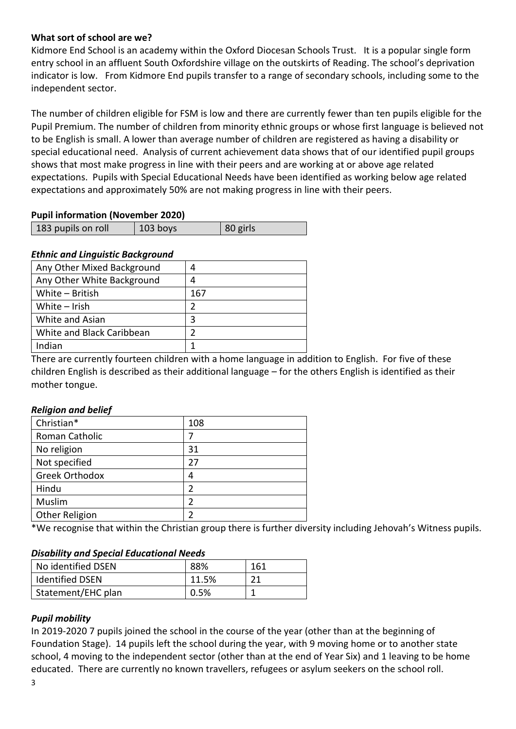**What sort of school are we?**

Kidmore End School is an academy within the Oxford Diocesan Schools Trust. It is a popular single form entry school in an affluent South Oxfordshire village on the outskirts of Reading. The school's deprivation indicator is low. From Kidmore End pupils transfer to a range of secondary schools, including some to the independent sector.

The number of children eligible for FSM is low and there are currently fewer than ten pupils eligible for the Pupil Premium. The number of children from minority ethnic groups or whose first language is believed not to be English is small. A lower than average number of children are registered as having a disability or special educational need. Analysis of current achievement data shows that of our identified pupil groups shows that most make progress in line with their peers and are working at or above age related expectations. Pupils with Special Educational Needs have been identified as working below age related expectations and approximately 50% are not making progress in line with their peers.

**Pupil information (November 2020)**

| 183 pupils on roll | 103 boys | 80 girls |
|---|---|---|

***Ethnic and Linguistic Background***

| | |
|---|---|
| Any Other Mixed Background | 4 |
| Any Other White Background | 4 |
| White – British | 167 |
| White – Irish | 2 |
| White and Asian | 3 |
| White and Black Caribbean | 2 |
| Indian | 1 |

There are currently fourteen children with a home language in addition to English. For five of these children English is described as their additional language – for the others English is identified as their mother tongue.

***Religion and belief***

| | |
|---|---|
| Christian* | 108 |
| Roman Catholic | 7 |
| No religion | 31 |
| Not specified | 27 |
| Greek Orthodox | 4 |
| Hindu | 2 |
| Muslim | 2 |
| Other Religion | 2 |

*We recognise that within the Christian group there is further diversity including Jehovah's Witness pupils.

***Disability and Special Educational Needs***

| | | |
|---|---|---|
| No identified DSEN | 88% | 161 |
| Identified DSEN | 11.5% | 21 |
| Statement/EHC plan | 0.5% | 1 |

***Pupil mobility***

In 2019-2020 7 pupils joined the school in the course of the year (other than at the beginning of Foundation Stage). 14 pupils left the school during the year, with 9 moving home or to another state school, 4 moving to the independent sector (other than at the end of Year Six) and 1 leaving to be home educated. There are currently no known travellers, refugees or asylum seekers on the school roll.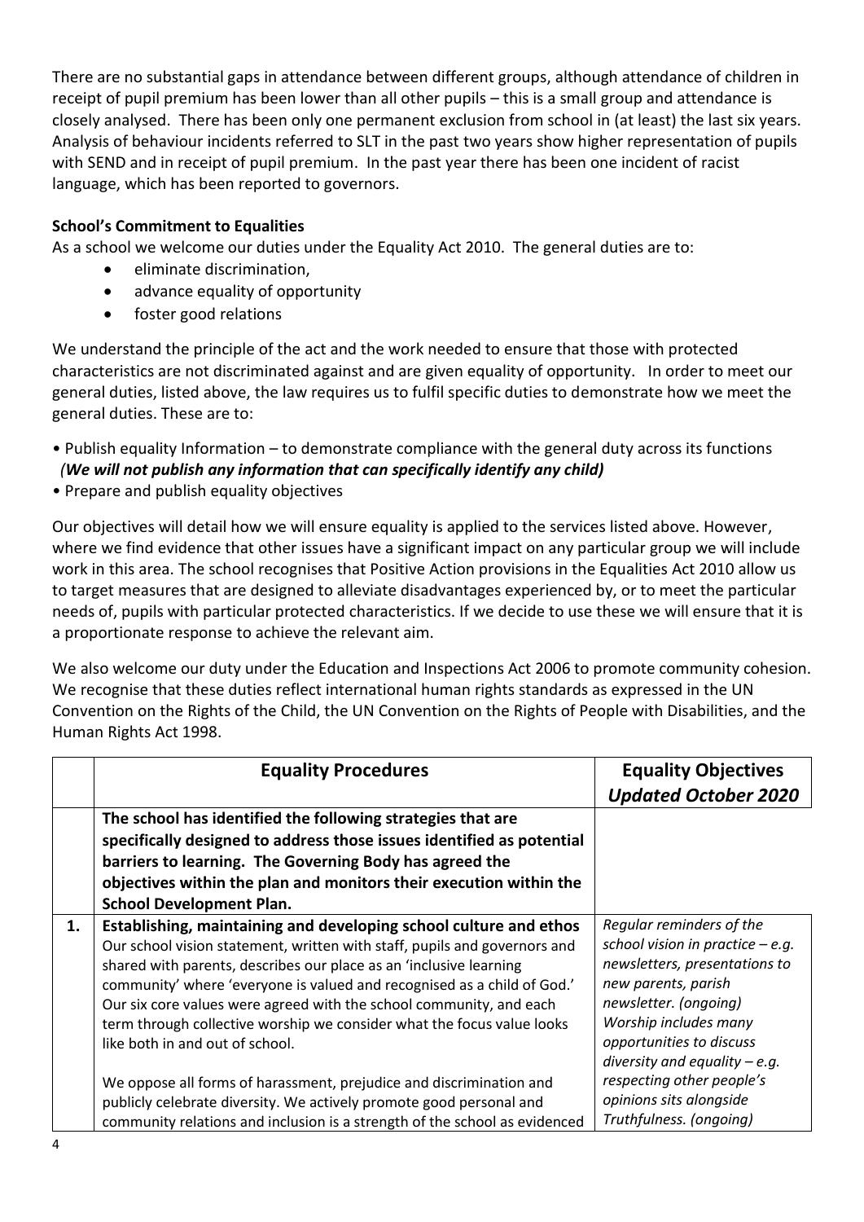There are no substantial gaps in attendance between different groups, although attendance of children in receipt of pupil premium has been lower than all other pupils – this is a small group and attendance is closely analysed. There has been only one permanent exclusion from school in (at least) the last six years. Analysis of behaviour incidents referred to SLT in the past two years show higher representation of pupils with SEND and in receipt of pupil premium. In the past year there has been one incident of racist language, which has been reported to governors.

**School's Commitment to Equalities**

As a school we welcome our duties under the Equality Act 2010. The general duties are to:

- eliminate discrimination,
- advance equality of opportunity
- foster good relations

We understand the principle of the act and the work needed to ensure that those with protected characteristics are not discriminated against and are given equality of opportunity. In order to meet our general duties, listed above, the law requires us to fulfil specific duties to demonstrate how we meet the general duties. These are to:

- Publish equality Information – to demonstrate compliance with the general duty across its functions *(**We will not publish any information that can specifically identify any child**)*
- Prepare and publish equality objectives

Our objectives will detail how we will ensure equality is applied to the services listed above. However, where we find evidence that other issues have a significant impact on any particular group we will include work in this area. The school recognises that Positive Action provisions in the Equalities Act 2010 allow us to target measures that are designed to alleviate disadvantages experienced by, or to meet the particular needs of, pupils with particular protected characteristics. If we decide to use these we will ensure that it is a proportionate response to achieve the relevant aim.

We also welcome our duty under the Education and Inspections Act 2006 to promote community cohesion. We recognise that these duties reflect international human rights standards as expressed in the UN Convention on the Rights of the Child, the UN Convention on the Rights of People with Disabilities, and the Human Rights Act 1998.

| | **Equality Procedures** | **Equality Objectives** ***Updated October 2020*** |
|---|---|---|
| | **The school has identified the following strategies that are specifically designed to address those issues identified as potential barriers to learning. The Governing Body has agreed the objectives within the plan and monitors their execution within the School Development Plan.** | |
| **1.** | **Establishing, maintaining and developing school culture and ethos** Our school vision statement, written with staff, pupils and governors and shared with parents, describes our place as an 'inclusive learning community' where 'everyone is valued and recognised as a child of God.' Our six core values were agreed with the school community, and each term through collective worship we consider what the focus value looks like both in and out of school.<br><br>We oppose all forms of harassment, prejudice and discrimination and publicly celebrate diversity. We actively promote good personal and community relations and inclusion is a strength of the school as evidenced | *Regular reminders of the school vision in practice – e.g. newsletters, presentations to new parents, parish newsletter. (ongoing)*<br>*Worship includes many opportunities to discuss diversity and equality – e.g. respecting other people's opinions sits alongside Truthfulness. (ongoing)* |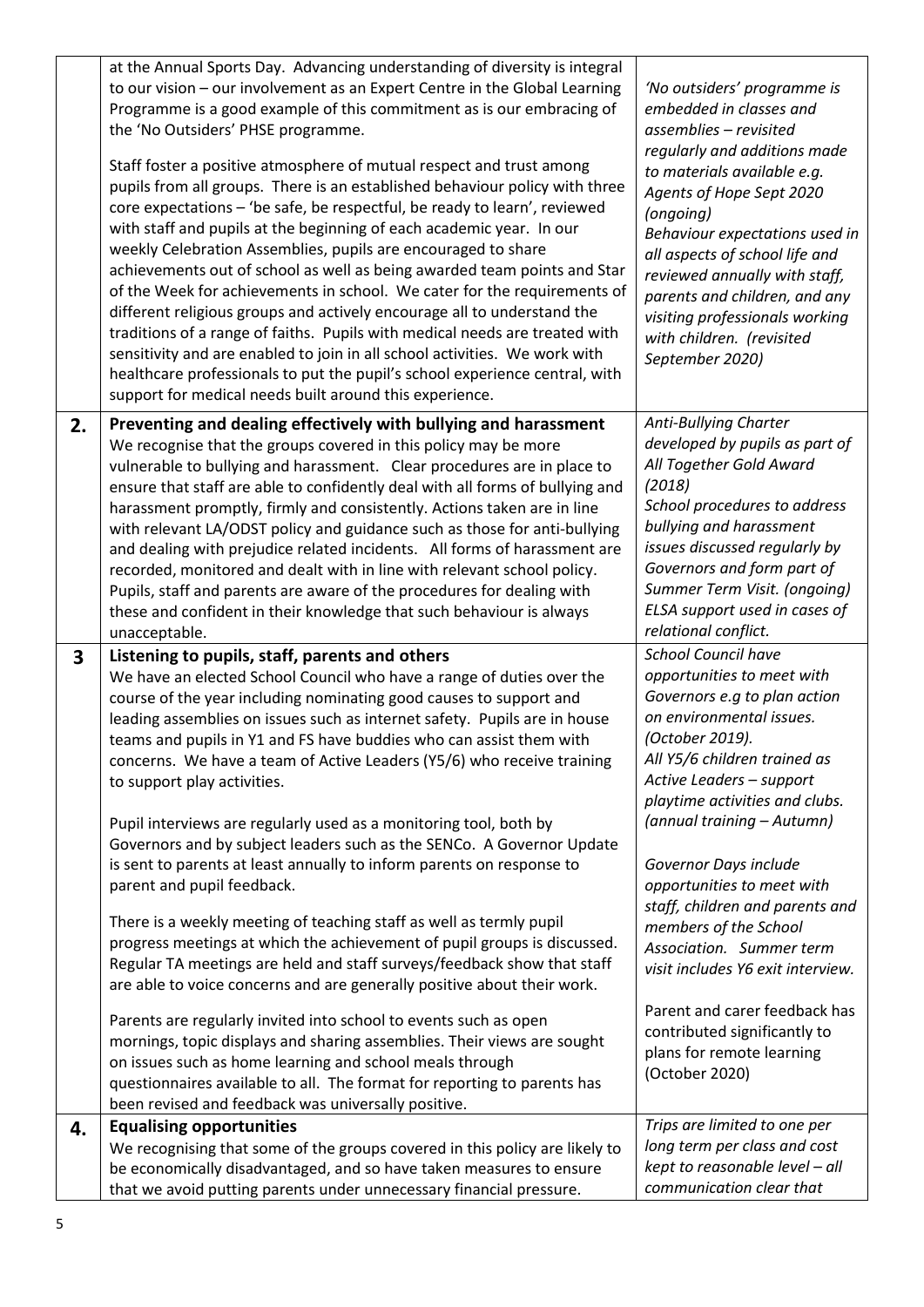| | | |
|---|---|---|
| | at the Annual Sports Day. Advancing understanding of diversity is integral to our vision – our involvement as an Expert Centre in the Global Learning Programme is a good example of this commitment as is our embracing of the 'No Outsiders' PHSE programme.<br><br>Staff foster a positive atmosphere of mutual respect and trust among pupils from all groups. There is an established behaviour policy with three core expectations – 'be safe, be respectful, be ready to learn', reviewed with staff and pupils at the beginning of each academic year. In our weekly Celebration Assemblies, pupils are encouraged to share achievements out of school as well as being awarded team points and Star of the Week for achievements in school. We cater for the requirements of different religious groups and actively encourage all to understand the traditions of a range of faiths. Pupils with medical needs are treated with sensitivity and are enabled to join in all school activities. We work with healthcare professionals to put the pupil's school experience central, with support for medical needs built around this experience. | *'No outsiders' programme is embedded in classes and assemblies – revisited regularly and additions made to materials available e.g. Agents of Hope Sept 2020 (ongoing)*<br>*Behaviour expectations used in all aspects of school life and reviewed annually with staff, parents and children, and any visiting professionals working with children. (revisited September 2020)* |
| **2.** | **Preventing and dealing effectively with bullying and harassment**<br>We recognise that the groups covered in this policy may be more vulnerable to bullying and harassment. Clear procedures are in place to ensure that staff are able to confidently deal with all forms of bullying and harassment promptly, firmly and consistently. Actions taken are in line with relevant LA/ODST policy and guidance such as those for anti-bullying and dealing with prejudice related incidents. All forms of harassment are recorded, monitored and dealt with in line with relevant school policy. Pupils, staff and parents are aware of the procedures for dealing with these and confident in their knowledge that such behaviour is always unacceptable. | *Anti-Bullying Charter developed by pupils as part of All Together Gold Award (2018)*<br>*School procedures to address bullying and harassment issues discussed regularly by Governors and form part of Summer Term Visit. (ongoing)*<br>*ELSA support used in cases of relational conflict.* |
| **3** | **Listening to pupils, staff, parents and others**<br>We have an elected School Council who have a range of duties over the course of the year including nominating good causes to support and leading assemblies on issues such as internet safety. Pupils are in house teams and pupils in Y1 and FS have buddies who can assist them with concerns. We have a team of Active Leaders (Y5/6) who receive training to support play activities.<br><br>Pupil interviews are regularly used as a monitoring tool, both by Governors and by subject leaders such as the SENCo. A Governor Update is sent to parents at least annually to inform parents on response to parent and pupil feedback.<br><br>There is a weekly meeting of teaching staff as well as termly pupil progress meetings at which the achievement of pupil groups is discussed. Regular TA meetings are held and staff surveys/feedback show that staff are able to voice concerns and are generally positive about their work.<br><br>Parents are regularly invited into school to events such as open mornings, topic displays and sharing assemblies. Their views are sought on issues such as home learning and school meals through questionnaires available to all. The format for reporting to parents has been revised and feedback was universally positive. | *School Council have opportunities to meet with Governors e.g to plan action on environmental issues. (October 2019).*<br>*All Y5/6 children trained as Active Leaders – support playtime activities and clubs. (annual training – Autumn)*<br><br>*Governor Days include opportunities to meet with staff, children and parents and members of the School Association. Summer term visit includes Y6 exit interview.*<br><br>Parent and carer feedback has contributed significantly to plans for remote learning (October 2020) |
| **4.** | **Equalising opportunities**<br>We recognising that some of the groups covered in this policy are likely to be economically disadvantaged, and so have taken measures to ensure that we avoid putting parents under unnecessary financial pressure. | *Trips are limited to one per long term per class and cost kept to reasonable level – all communication clear that* |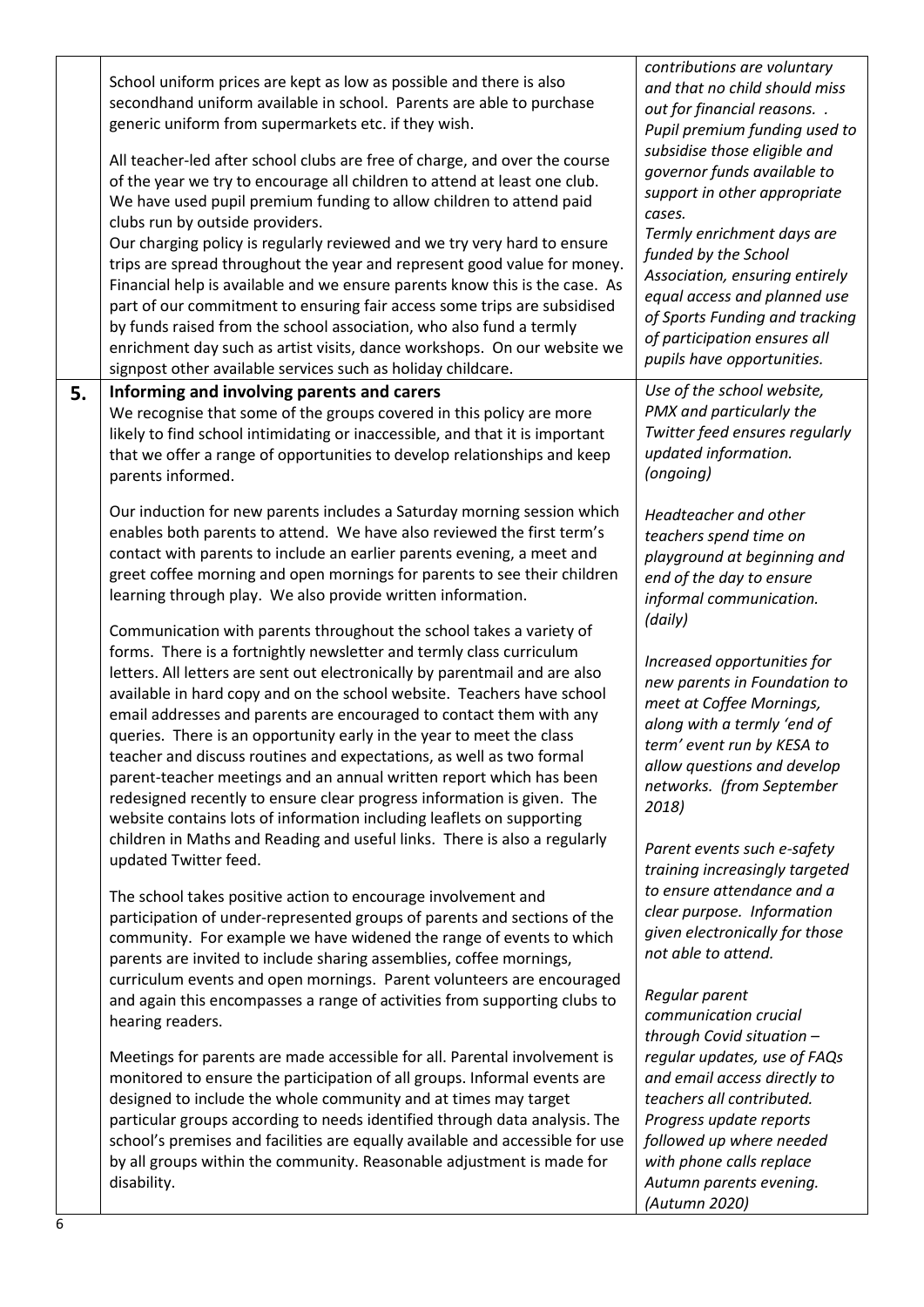| | | |
|---|---|---|
| | School uniform prices are kept as low as possible and there is also secondhand uniform available in school. Parents are able to purchase generic uniform from supermarkets etc. if they wish.<br><br>All teacher-led after school clubs are free of charge, and over the course of the year we try to encourage all children to attend at least one club. We have used pupil premium funding to allow children to attend paid clubs run by outside providers.<br>Our charging policy is regularly reviewed and we try very hard to ensure trips are spread throughout the year and represent good value for money. Financial help is available and we ensure parents know this is the case. As part of our commitment to ensuring fair access some trips are subsidised by funds raised from the school association, who also fund a termly enrichment day such as artist visits, dance workshops. On our website we signpost other available services such as holiday childcare. | *contributions are voluntary and that no child should miss out for financial reasons. . Pupil premium funding used to subsidise those eligible and governor funds available to support in other appropriate cases.*<br>*Termly enrichment days are funded by the School Association, ensuring entirely equal access and planned use of Sports Funding and tracking of participation ensures all pupils have opportunities.* |
| **5.** | **Informing and involving parents and carers**<br>We recognise that some of the groups covered in this policy are more likely to find school intimidating or inaccessible, and that it is important that we offer a range of opportunities to develop relationships and keep parents informed.<br><br>Our induction for new parents includes a Saturday morning session which enables both parents to attend. We have also reviewed the first term's contact with parents to include an earlier parents evening, a meet and greet coffee morning and open mornings for parents to see their children learning through play. We also provide written information.<br><br>Communication with parents throughout the school takes a variety of forms. There is a fortnightly newsletter and termly class curriculum letters. All letters are sent out electronically by parentmail and are also available in hard copy and on the school website. Teachers have school email addresses and parents are encouraged to contact them with any queries. There is an opportunity early in the year to meet the class teacher and discuss routines and expectations, as well as two formal parent-teacher meetings and an annual written report which has been redesigned recently to ensure clear progress information is given. The website contains lots of information including leaflets on supporting children in Maths and Reading and useful links. There is also a regularly updated Twitter feed.<br><br>The school takes positive action to encourage involvement and participation of under-represented groups of parents and sections of the community. For example we have widened the range of events to which parents are invited to include sharing assemblies, coffee mornings, curriculum events and open mornings. Parent volunteers are encouraged and again this encompasses a range of activities from supporting clubs to hearing readers.<br><br>Meetings for parents are made accessible for all. Parental involvement is monitored to ensure the participation of all groups. Informal events are designed to include the whole community and at times may target particular groups according to needs identified through data analysis. The school's premises and facilities are equally available and accessible for use by all groups within the community. Reasonable adjustment is made for disability. | *Use of the school website, PMX and particularly the Twitter feed ensures regularly updated information. (ongoing)*<br><br>*Headteacher and other teachers spend time on playground at beginning and end of the day to ensure informal communication. (daily)*<br><br>*Increased opportunities for new parents in Foundation to meet at Coffee Mornings, along with a termly 'end of term' event run by KESA to allow questions and develop networks. (from September 2018)*<br><br>*Parent events such e-safety training increasingly targeted to ensure attendance and a clear purpose. Information given electronically for those not able to attend.*<br><br>*Regular parent communication crucial through Covid situation – regular updates, use of FAQs and email access directly to teachers all contributed. Progress update reports followed up where needed with phone calls replace Autumn parents evening. (Autumn 2020)* |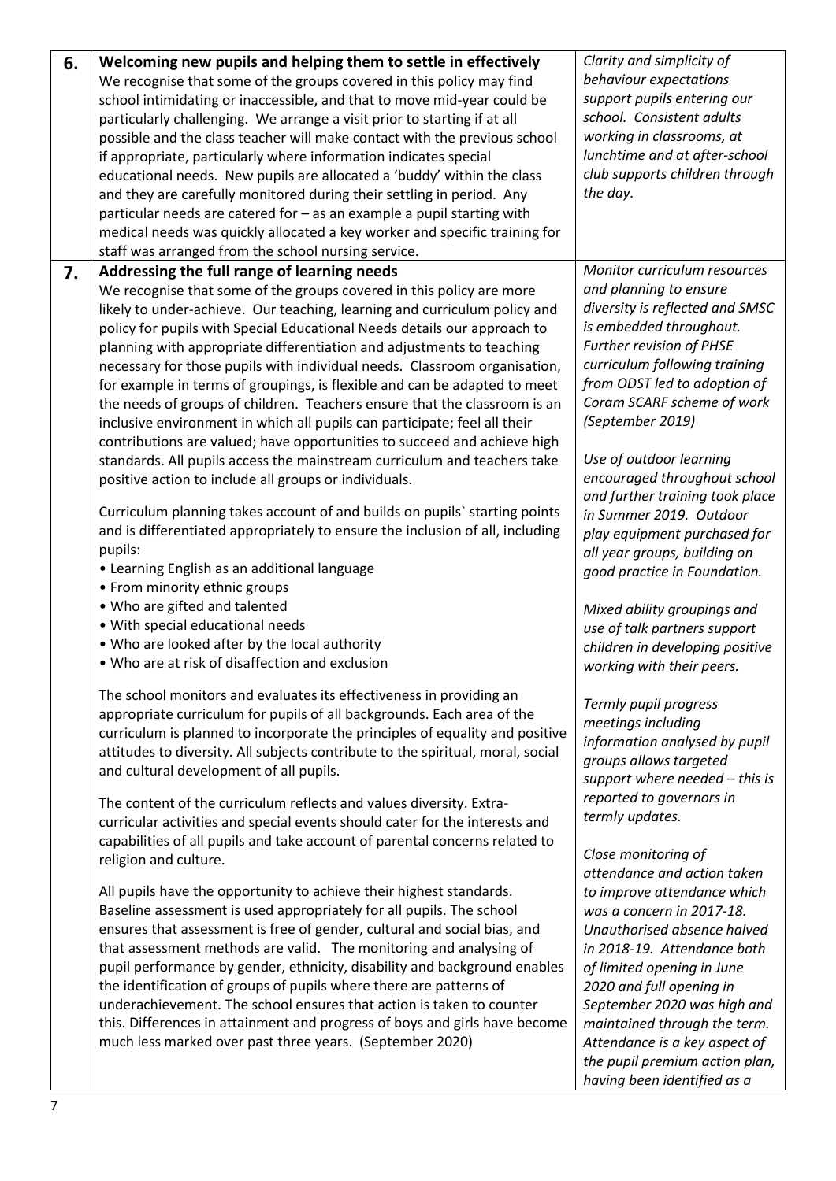| | | |
|---|---|---|
| **6.** | **Welcoming new pupils and helping them to settle in effectively**<br>We recognise that some of the groups covered in this policy may find school intimidating or inaccessible, and that to move mid-year could be particularly challenging. We arrange a visit prior to starting if at all possible and the class teacher will make contact with the previous school if appropriate, particularly where information indicates special educational needs. New pupils are allocated a 'buddy' within the class and they are carefully monitored during their settling in period. Any particular needs are catered for – as an example a pupil starting with medical needs was quickly allocated a key worker and specific training for staff was arranged from the school nursing service. | *Clarity and simplicity of behaviour expectations support pupils entering our school. Consistent adults working in classrooms, at lunchtime and at after-school club supports children through the day.* |
| **7.** | **Addressing the full range of learning needs**<br>We recognise that some of the groups covered in this policy are more likely to under-achieve. Our teaching, learning and curriculum policy and policy for pupils with Special Educational Needs details our approach to planning with appropriate differentiation and adjustments to teaching necessary for those pupils with individual needs. Classroom organisation, for example in terms of groupings, is flexible and can be adapted to meet the needs of groups of children. Teachers ensure that the classroom is an inclusive environment in which all pupils can participate; feel all their contributions are valued; have opportunities to succeed and achieve high standards. All pupils access the mainstream curriculum and teachers take positive action to include all groups or individuals.<br><br>Curriculum planning takes account of and builds on pupils` starting points and is differentiated appropriately to ensure the inclusion of all, including pupils:<br>• Learning English as an additional language<br>• From minority ethnic groups<br>• Who are gifted and talented<br>• With special educational needs<br>• Who are looked after by the local authority<br>• Who are at risk of disaffection and exclusion<br><br>The school monitors and evaluates its effectiveness in providing an appropriate curriculum for pupils of all backgrounds. Each area of the curriculum is planned to incorporate the principles of equality and positive attitudes to diversity. All subjects contribute to the spiritual, moral, social and cultural development of all pupils.<br><br>The content of the curriculum reflects and values diversity. Extra-curricular activities and special events should cater for the interests and capabilities of all pupils and take account of parental concerns related to religion and culture.<br><br>All pupils have the opportunity to achieve their highest standards. Baseline assessment is used appropriately for all pupils. The school ensures that assessment is free of gender, cultural and social bias, and that assessment methods are valid. The monitoring and analysing of pupil performance by gender, ethnicity, disability and background enables the identification of groups of pupils where there are patterns of underachievement. The school ensures that action is taken to counter this. Differences in attainment and progress of boys and girls have become much less marked over past three years. (September 2020) | *Monitor curriculum resources and planning to ensure diversity is reflected and SMSC is embedded throughout. Further revision of PHSE curriculum following training from ODST led to adoption of Coram SCARF scheme of work (September 2019)*<br><br>*Use of outdoor learning encouraged throughout school and further training took place in Summer 2019. Outdoor play equipment purchased for all year groups, building on good practice in Foundation.*<br><br>*Mixed ability groupings and use of talk partners support children in developing positive working with their peers.*<br><br>*Termly pupil progress meetings including information analysed by pupil groups allows targeted support where needed – this is reported to governors in termly updates.*<br><br>*Close monitoring of attendance and action taken to improve attendance which was a concern in 2017-18. Unauthorised absence halved in 2018-19. Attendance both of limited opening in June 2020 and full opening in September 2020 was high and maintained through the term. Attendance is a key aspect of the pupil premium action plan, having been identified as a* |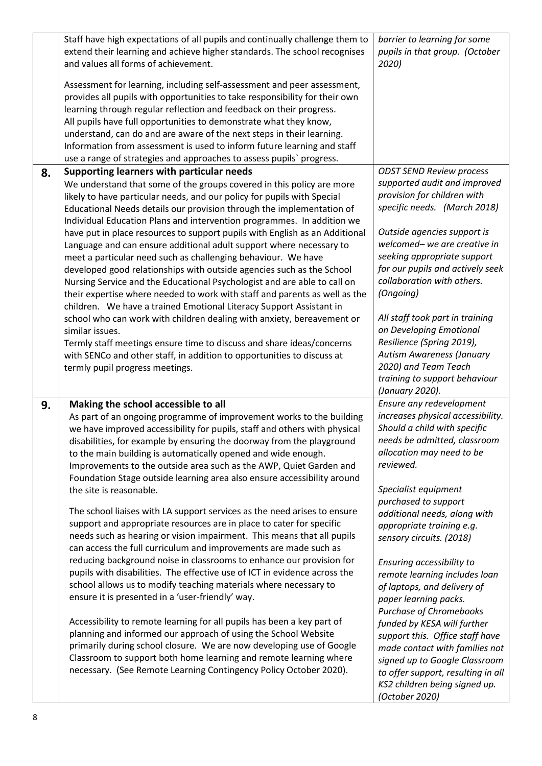| | | |
|---|---|---|
| | Staff have high expectations of all pupils and continually challenge them to extend their learning and achieve higher standards. The school recognises and values all forms of achievement.<br><br>Assessment for learning, including self-assessment and peer assessment, provides all pupils with opportunities to take responsibility for their own learning through regular reflection and feedback on their progress.<br>All pupils have full opportunities to demonstrate what they know, understand, can do and are aware of the next steps in their learning. Information from assessment is used to inform future learning and staff use a range of strategies and approaches to assess pupils` progress. | *barrier to learning for some pupils in that group. (October 2020)* |
| **8.** | **Supporting learners with particular needs**<br>We understand that some of the groups covered in this policy are more likely to have particular needs, and our policy for pupils with Special Educational Needs details our provision through the implementation of Individual Education Plans and intervention programmes. In addition we have put in place resources to support pupils with English as an Additional Language and can ensure additional adult support where necessary to meet a particular need such as challenging behaviour. We have developed good relationships with outside agencies such as the School Nursing Service and the Educational Psychologist and are able to call on their expertise where needed to work with staff and parents as well as the children. We have a trained Emotional Literacy Support Assistant in school who can work with children dealing with anxiety, bereavement or similar issues.<br>Termly staff meetings ensure time to discuss and share ideas/concerns with SENCo and other staff, in addition to opportunities to discuss at termly pupil progress meetings. | *ODST SEND Review process supported audit and improved provision for children with specific needs. (March 2018)*<br><br>*Outside agencies support is welcomed– we are creative in seeking appropriate support for our pupils and actively seek collaboration with others. (Ongoing)*<br><br>*All staff took part in training on Developing Emotional Resilience (Spring 2019), Autism Awareness (January 2020) and Team Teach training to support behaviour (January 2020).* |
| **9.** | **Making the school accessible to all**<br>As part of an ongoing programme of improvement works to the building we have improved accessibility for pupils, staff and others with physical disabilities, for example by ensuring the doorway from the playground to the main building is automatically opened and wide enough. Improvements to the outside area such as the AWP, Quiet Garden and Foundation Stage outside learning area also ensure accessibility around the site is reasonable.<br><br>The school liaises with LA support services as the need arises to ensure support and appropriate resources are in place to cater for specific needs such as hearing or vision impairment. This means that all pupils can access the full curriculum and improvements are made such as reducing background noise in classrooms to enhance our provision for pupils with disabilities. The effective use of ICT in evidence across the school allows us to modify teaching materials where necessary to ensure it is presented in a 'user-friendly' way.<br><br>Accessibility to remote learning for all pupils has been a key part of planning and informed our approach of using the School Website primarily during school closure. We are now developing use of Google Classroom to support both home learning and remote learning where necessary. (See Remote Learning Contingency Policy October 2020). | *Ensure any redevelopment increases physical accessibility. Should a child with specific needs be admitted, classroom allocation may need to be reviewed.*<br><br>*Specialist equipment purchased to support additional needs, along with appropriate training e.g. sensory circuits. (2018)*<br><br>*Ensuring accessibility to remote learning includes loan of laptops, and delivery of paper learning packs. Purchase of Chromebooks funded by KESA will further support this. Office staff have made contact with families not signed up to Google Classroom to offer support, resulting in all KS2 children being signed up. (October 2020)* |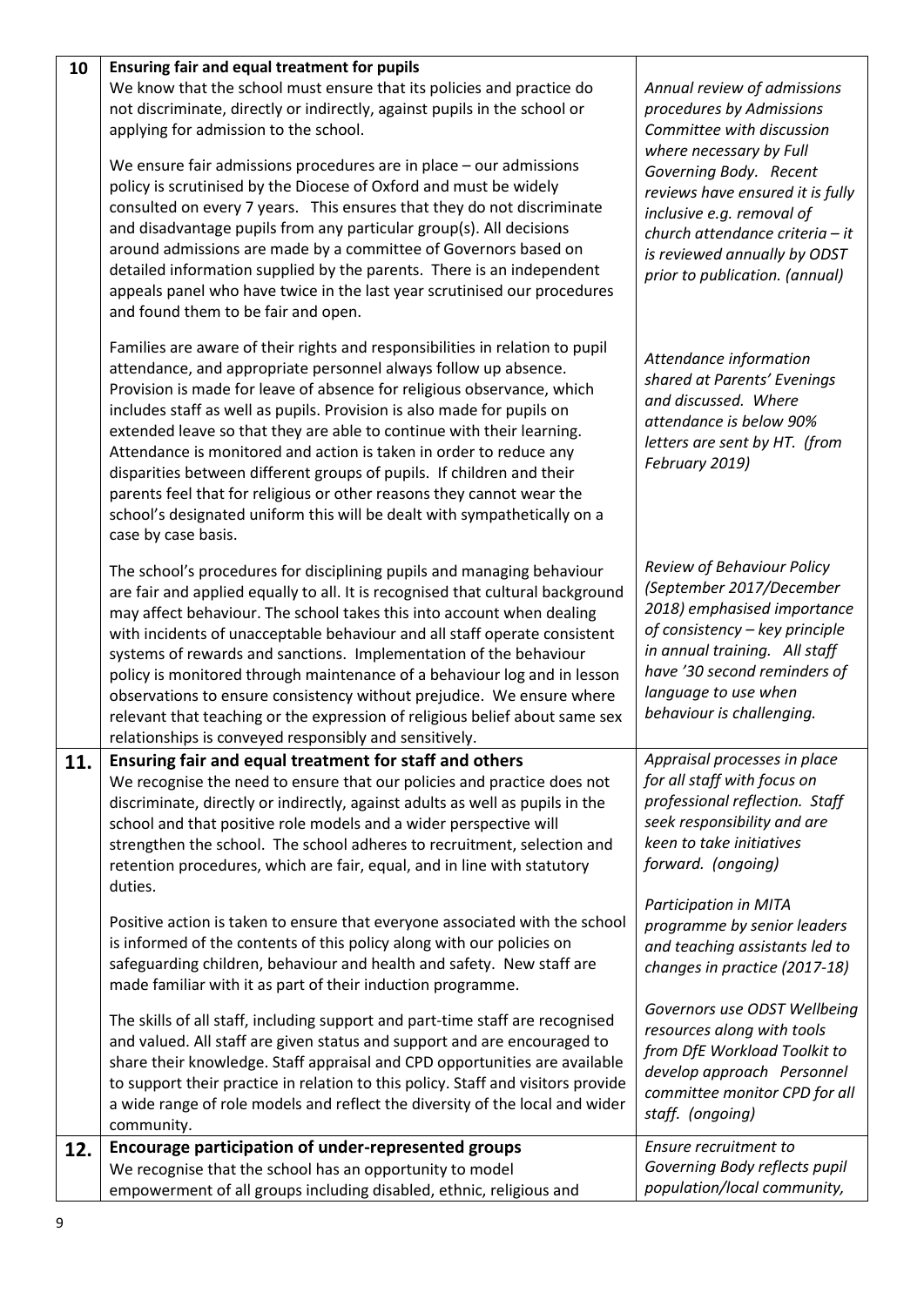| | | |
|---|---|---|
| 10 | **Ensuring fair and equal treatment for pupils**<br>We know that the school must ensure that its policies and practice do not discriminate, directly or indirectly, against pupils in the school or applying for admission to the school.<br><br>We ensure fair admissions procedures are in place – our admissions policy is scrutinised by the Diocese of Oxford and must be widely consulted on every 7 years. This ensures that they do not discriminate and disadvantage pupils from any particular group(s). All decisions around admissions are made by a committee of Governors based on detailed information supplied by the parents. There is an independent appeals panel who have twice in the last year scrutinised our procedures and found them to be fair and open.<br><br>Families are aware of their rights and responsibilities in relation to pupil attendance, and appropriate personnel always follow up absence. Provision is made for leave of absence for religious observance, which includes staff as well as pupils. Provision is also made for pupils on extended leave so that they are able to continue with their learning. Attendance is monitored and action is taken in order to reduce any disparities between different groups of pupils. If children and their parents feel that for religious or other reasons they cannot wear the school's designated uniform this will be dealt with sympathetically on a case by case basis.<br><br>The school's procedures for disciplining pupils and managing behaviour are fair and applied equally to all. It is recognised that cultural background may affect behaviour. The school takes this into account when dealing with incidents of unacceptable behaviour and all staff operate consistent systems of rewards and sanctions. Implementation of the behaviour policy is monitored through maintenance of a behaviour log and in lesson observations to ensure consistency without prejudice. We ensure where relevant that teaching or the expression of religious belief about same sex relationships is conveyed responsibly and sensitively. | *Annual review of admissions procedures by Admissions Committee with discussion where necessary by Full Governing Body. Recent reviews have ensured it is fully inclusive e.g. removal of church attendance criteria – it is reviewed annually by ODST prior to publication. (annual)*<br><br>*Attendance information shared at Parents' Evenings and discussed. Where attendance is below 90% letters are sent by HT. (from February 2019)*<br><br>*Review of Behaviour Policy (September 2017/December 2018) emphasised importance of consistency – key principle in annual training. All staff have '30 second reminders of language to use when behaviour is challenging.* |
| 11. | **Ensuring fair and equal treatment for staff and others**<br>We recognise the need to ensure that our policies and practice does not discriminate, directly or indirectly, against adults as well as pupils in the school and that positive role models and a wider perspective will strengthen the school. The school adheres to recruitment, selection and retention procedures, which are fair, equal, and in line with statutory duties.<br><br>Positive action is taken to ensure that everyone associated with the school is informed of the contents of this policy along with our policies on safeguarding children, behaviour and health and safety. New staff are made familiar with it as part of their induction programme.<br><br>The skills of all staff, including support and part-time staff are recognised and valued. All staff are given status and support and are encouraged to share their knowledge. Staff appraisal and CPD opportunities are available to support their practice in relation to this policy. Staff and visitors provide a wide range of role models and reflect the diversity of the local and wider community. | *Appraisal processes in place for all staff with focus on professional reflection. Staff seek responsibility and are keen to take initiatives forward. (ongoing)*<br><br>*Participation in MITA programme by senior leaders and teaching assistants led to changes in practice (2017-18)*<br><br>*Governors use ODST Wellbeing resources along with tools from DfE Workload Toolkit to develop approach Personnel committee monitor CPD for all staff. (ongoing)* |
| 12. | **Encourage participation of under-represented groups**<br>We recognise that the school has an opportunity to model empowerment of all groups including disabled, ethnic, religious and | *Ensure recruitment to Governing Body reflects pupil population/local community,* |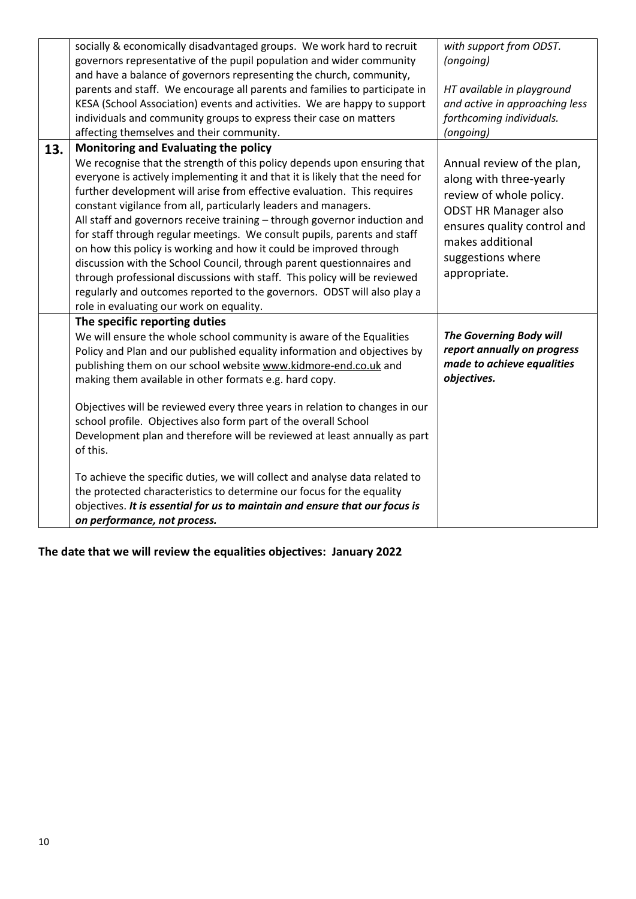| | | |
|---|---|---|
| | socially & economically disadvantaged groups. We work hard to recruit governors representative of the pupil population and wider community and have a balance of governors representing the church, community, parents and staff. We encourage all parents and families to participate in KESA (School Association) events and activities. We are happy to support individuals and community groups to express their case on matters affecting themselves and their community. | *with support from ODST. (ongoing)*<br><br>*HT available in playground and active in approaching less forthcoming individuals. (ongoing)* |
| **13.** | **Monitoring and Evaluating the policy**<br>We recognise that the strength of this policy depends upon ensuring that everyone is actively implementing it and that it is likely that the need for further development will arise from effective evaluation. This requires constant vigilance from all, particularly leaders and managers.<br>All staff and governors receive training – through governor induction and for staff through regular meetings. We consult pupils, parents and staff on how this policy is working and how it could be improved through discussion with the School Council, through parent questionnaires and through professional discussions with staff. This policy will be reviewed regularly and outcomes reported to the governors. ODST will also play a role in evaluating our work on equality. | Annual review of the plan, along with three-yearly review of whole policy. ODST HR Manager also ensures quality control and makes additional suggestions where appropriate. |
| | **The specific reporting duties**<br>We will ensure the whole school community is aware of the Equalities Policy and Plan and our published equality information and objectives by publishing them on our school website www.kidmore-end.co.uk and making them available in other formats e.g. hard copy.<br><br>Objectives will be reviewed every three years in relation to changes in our school profile. Objectives also form part of the overall School Development plan and therefore will be reviewed at least annually as part of this.<br><br>To achieve the specific duties, we will collect and analyse data related to the protected characteristics to determine our focus for the equality objectives. ***It is essential for us to maintain and ensure that our focus is on performance, not process.*** | ***The Governing Body will report annually on progress made to achieve equalities objectives.*** |

**The date that we will review the equalities objectives: January 2022**